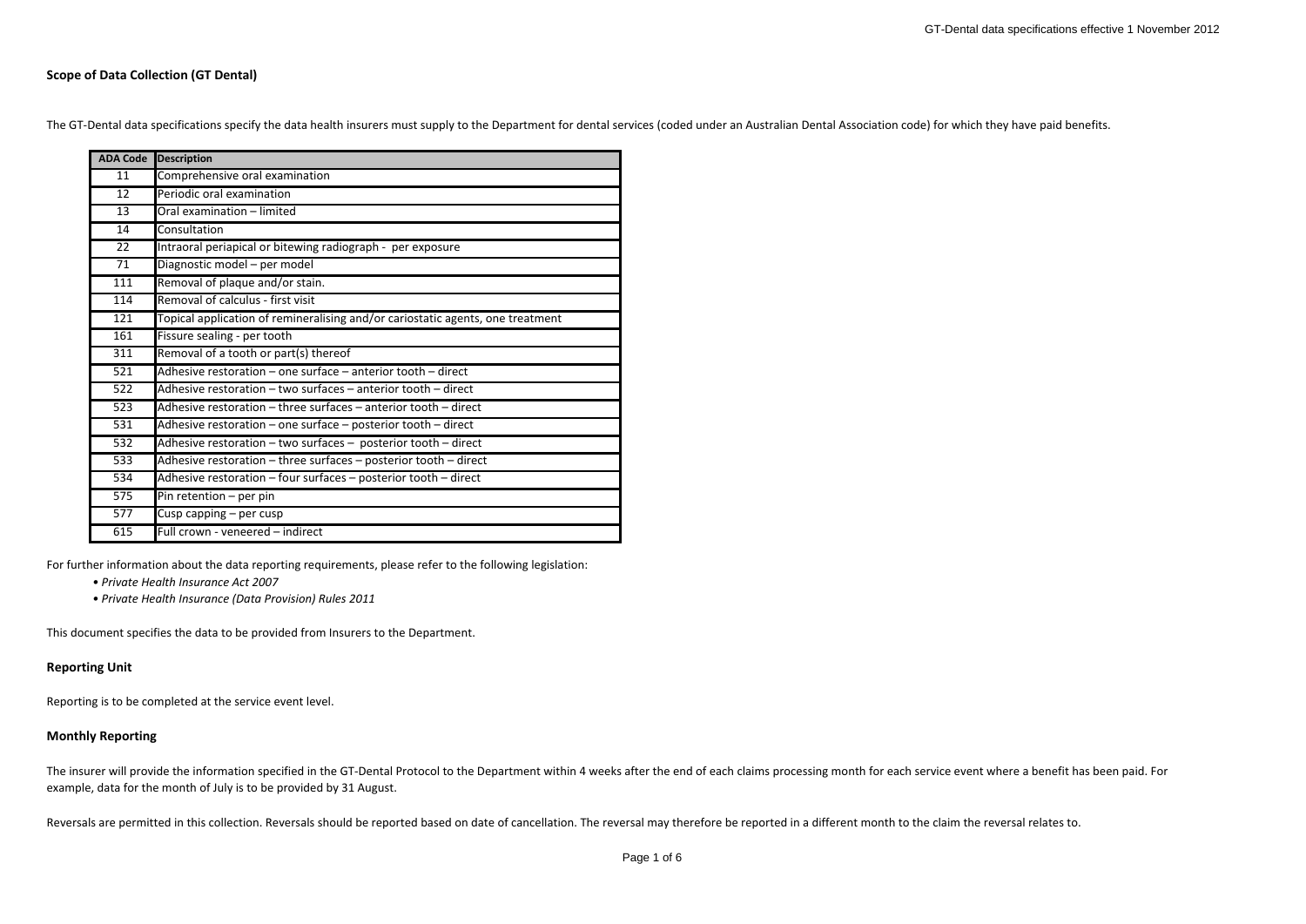## Scope of Data Collection (GT Dental)

The GT-Dental data specifications specify the data health insurers must supply to the Department for dental services (coded under an Australian Dental Association code) for which they have paid benefits.

| ADA Code | Description |
|---|---|
| 11 | Comprehensive oral examination |
| 12 | Periodic oral examination |
| 13 | Oral examination – limited |
| 14 | Consultation |
| 22 | Intraoral periapical or bitewing radiograph - per exposure |
| 71 | Diagnostic model – per model |
| 111 | Removal of plaque and/or stain. |
| 114 | Removal of calculus - first visit |
| 121 | Topical application of remineralising and/or cariostatic agents, one treatment |
| 161 | Fissure sealing - per tooth |
| 311 | Removal of a tooth or part(s) thereof |
| 521 | Adhesive restoration – one surface – anterior tooth – direct |
| 522 | Adhesive restoration – two surfaces – anterior tooth – direct |
| 523 | Adhesive restoration – three surfaces – anterior tooth – direct |
| 531 | Adhesive restoration – one surface – posterior tooth – direct |
| 532 | Adhesive restoration – two surfaces – posterior tooth – direct |
| 533 | Adhesive restoration – three surfaces – posterior tooth – direct |
| 534 | Adhesive restoration – four surfaces – posterior tooth – direct |
| 575 | Pin retention – per pin |
| 577 | Cusp capping – per cusp |
| 615 | Full crown - veneered – indirect |

For further information about the data reporting requirements, please refer to the following legislation:

- *Private Health Insurance Act 2007*
- *Private Health Insurance (Data Provision) Rules 2011*

This document specifies the data to be provided from Insurers to the Department.

### Reporting Unit

Reporting is to be completed at the service event level.

### Monthly Reporting

The insurer will provide the information specified in the GT-Dental Protocol to the Department within 4 weeks after the end of each claims processing month for each service event where a benefit has been paid. For example, data for the month of July is to be provided by 31 August.

Reversals are permitted in this collection. Reversals should be reported based on date of cancellation. The reversal may therefore be reported in a different month to the claim the reversal relates to.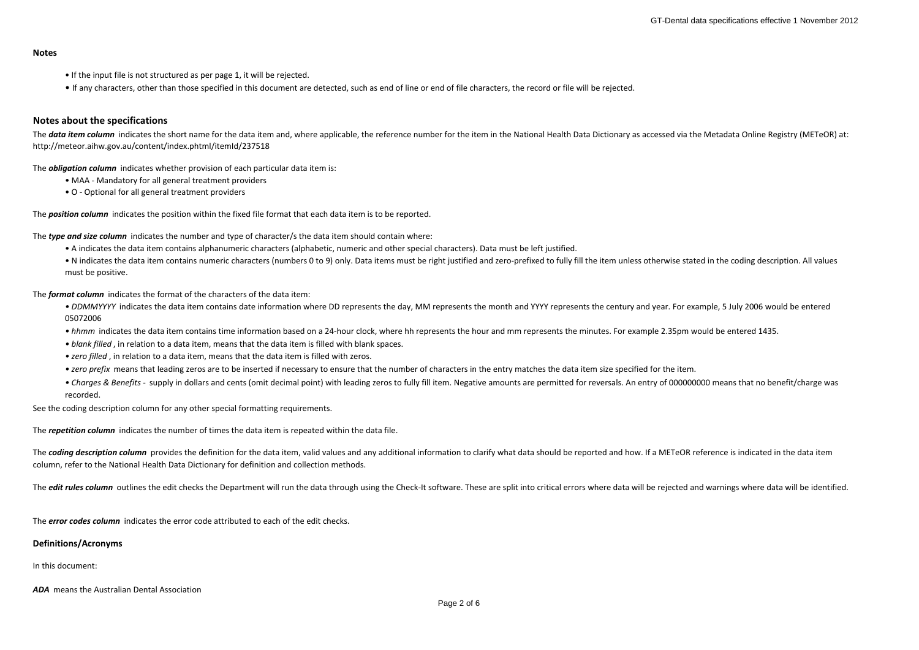**Notes**

- If the input file is not structured as per page 1, it will be rejected.
- If any characters, other than those specified in this document are detected, such as end of line or end of file characters, the record or file will be rejected.

## Notes about the specifications

The ***data item column*** indicates the short name for the data item and, where applicable, the reference number for the item in the National Health Data Dictionary as accessed via the Metadata Online Registry (METeOR) at: http://meteor.aihw.gov.au/content/index.phtml/itemId/237518

The ***obligation column*** indicates whether provision of each particular data item is:

- MAA - Mandatory for all general treatment providers
- O - Optional for all general treatment providers

The ***position column*** indicates the position within the fixed file format that each data item is to be reported.

The ***type and size column*** indicates the number and type of character/s the data item should contain where:

- A indicates the data item contains alphanumeric characters (alphabetic, numeric and other special characters). Data must be left justified.
- N indicates the data item contains numeric characters (numbers 0 to 9) only. Data items must be right justified and zero-prefixed to fully fill the item unless otherwise stated in the coding description. All values must be positive.

The ***format column*** indicates the format of the characters of the data item:

- *DDMMYYYY* indicates the data item contains date information where DD represents the day, MM represents the month and YYYY represents the century and year. For example, 5 July 2006 would be entered 05072006
- *hhmm* indicates the data item contains time information based on a 24-hour clock, where hh represents the hour and mm represents the minutes. For example 2.35pm would be entered 1435.
- *blank filled* , in relation to a data item, means that the data item is filled with blank spaces.
- *zero filled* , in relation to a data item, means that the data item is filled with zeros.
- *zero prefix* means that leading zeros are to be inserted if necessary to ensure that the number of characters in the entry matches the data item size specified for the item.
- *Charges & Benefits* - supply in dollars and cents (omit decimal point) with leading zeros to fully fill item. Negative amounts are permitted for reversals. An entry of 000000000 means that no benefit/charge was recorded.

See the coding description column for any other special formatting requirements.

The ***repetition column*** indicates the number of times the data item is repeated within the data file.

The ***coding description column*** provides the definition for the data item, valid values and any additional information to clarify what data should be reported and how. If a METeOR reference is indicated in the data item column, refer to the National Health Data Dictionary for definition and collection methods.

The ***edit rules column*** outlines the edit checks the Department will run the data through using the Check-It software. These are split into critical errors where data will be rejected and warnings where data will be identified.

The ***error codes column*** indicates the error code attributed to each of the edit checks.

**Definitions/Acronyms**

In this document:

***ADA*** means the Australian Dental Association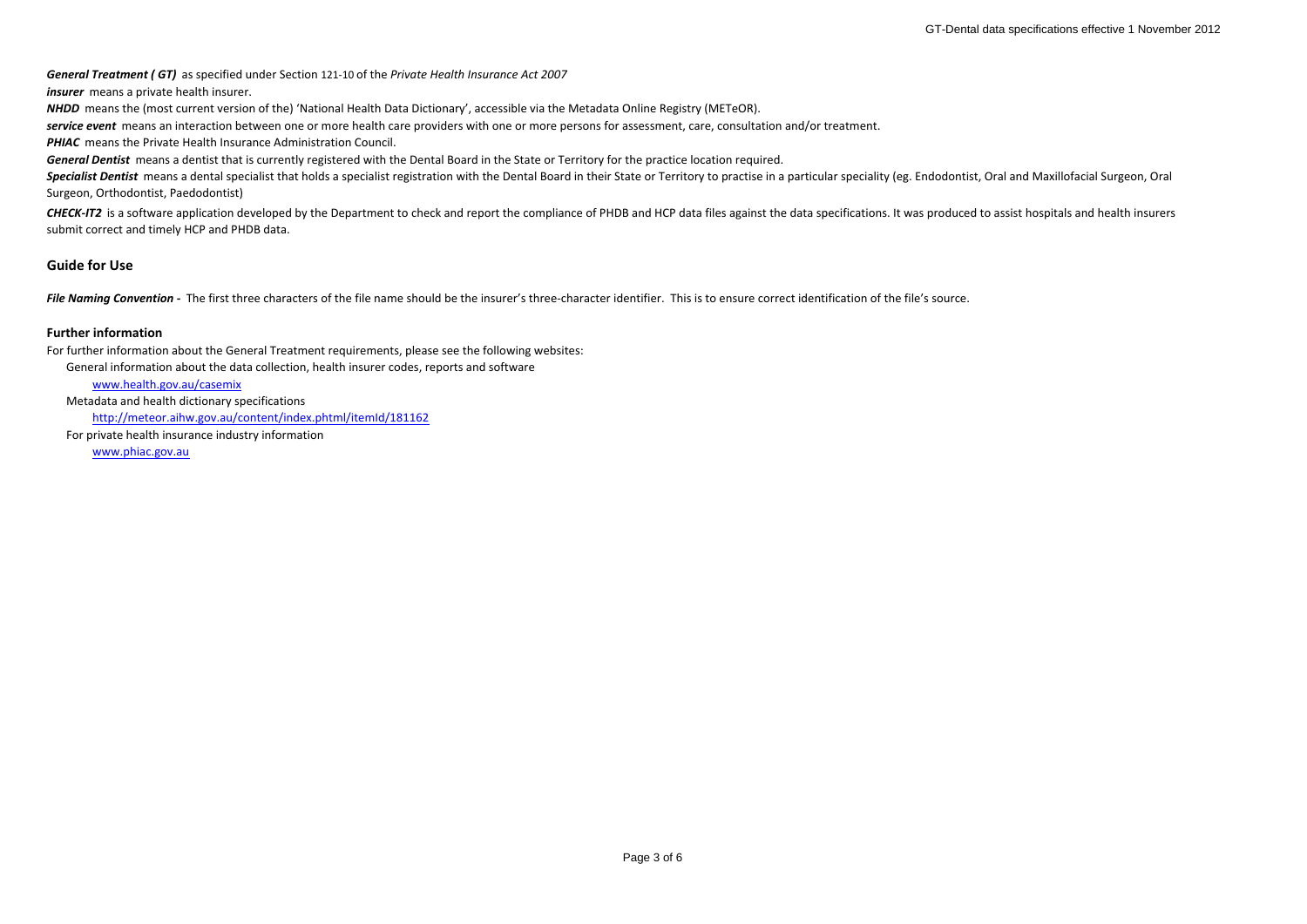***General Treatment ( GT)*** as specified under Section 121-10 of the *Private Health Insurance Act 2007*

***insurer*** means a private health insurer.

***NHDD*** means the (most current version of the) 'National Health Data Dictionary', accessible via the Metadata Online Registry (METeOR).

***service event*** means an interaction between one or more health care providers with one or more persons for assessment, care, consultation and/or treatment.

***PHIAC*** means the Private Health Insurance Administration Council.

***General Dentist*** means a dentist that is currently registered with the Dental Board in the State or Territory for the practice location required.

***Specialist Dentist*** means a dental specialist that holds a specialist registration with the Dental Board in their State or Territory to practise in a particular speciality (eg. Endodontist, Oral and Maxillofacial Surgeon, Oral Surgeon, Orthodontist, Paedodontist)

***CHECK-IT2*** is a software application developed by the Department to check and report the compliance of PHDB and HCP data files against the data specifications. It was produced to assist hospitals and health insurers submit correct and timely HCP and PHDB data.

## Guide for Use

***File Naming Convention -*** The first three characters of the file name should be the insurer's three-character identifier. This is to ensure correct identification of the file's source.

### Further information

For further information about the General Treatment requirements, please see the following websites:

General information about the data collection, health insurer codes, reports and software

www.health.gov.au/casemix

Metadata and health dictionary specifications

http://meteor.aihw.gov.au/content/index.phtml/itemId/181162

For private health insurance industry information

www.phiac.gov.au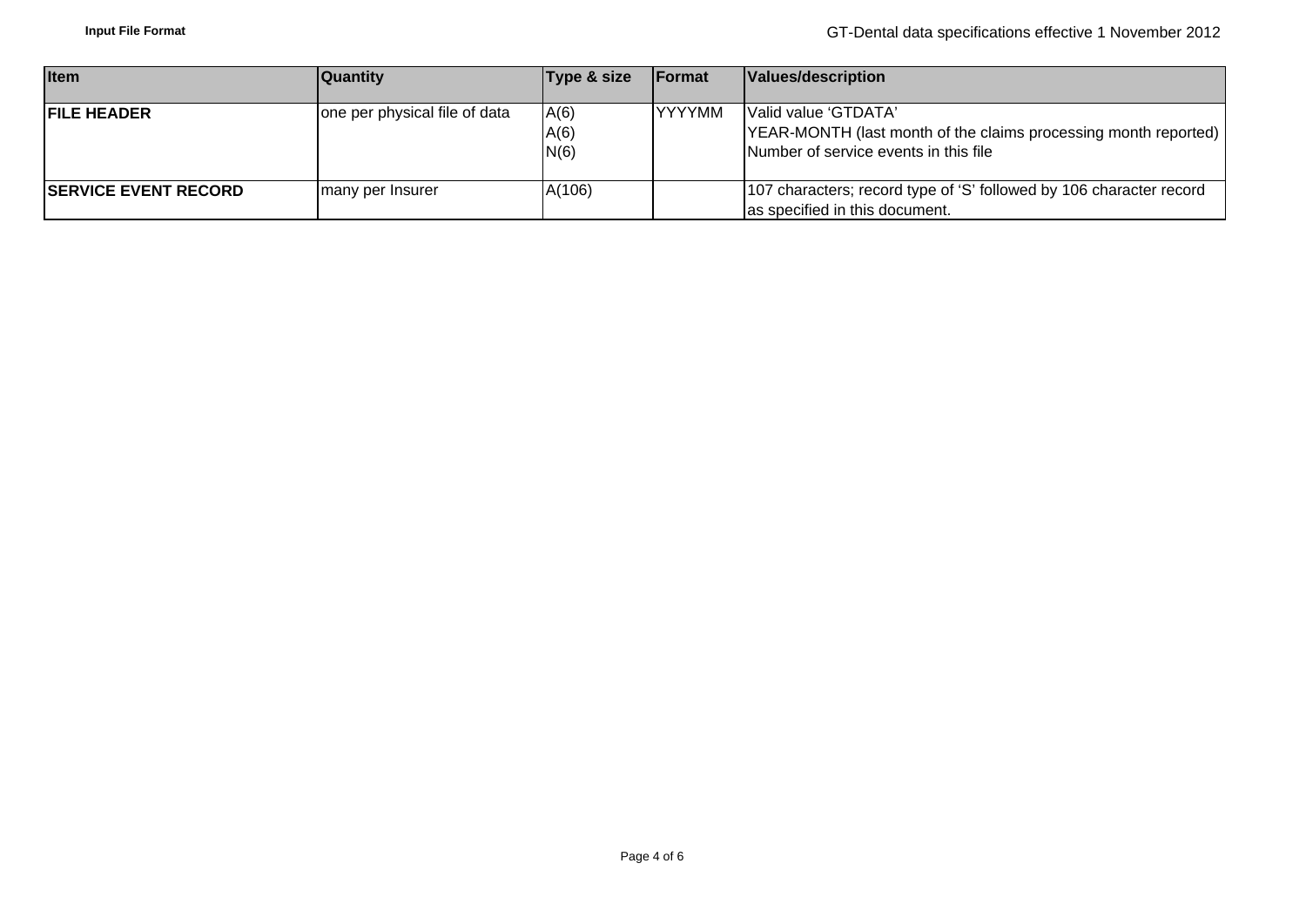| Item | Quantity | Type & size | Format | Values/description |
|---|---|---|---|---|
| **FILE HEADER** | one per physical file of data | A(6)<br>A(6)<br>N(6) | YYYYMM | Valid value 'GTDATA'<br>YEAR-MONTH (last month of the claims processing month reported)<br>Number of service events in this file |
| **SERVICE EVENT RECORD** | many per Insurer | A(106) | | 107 characters; record type of 'S' followed by 106 character record as specified in this document. |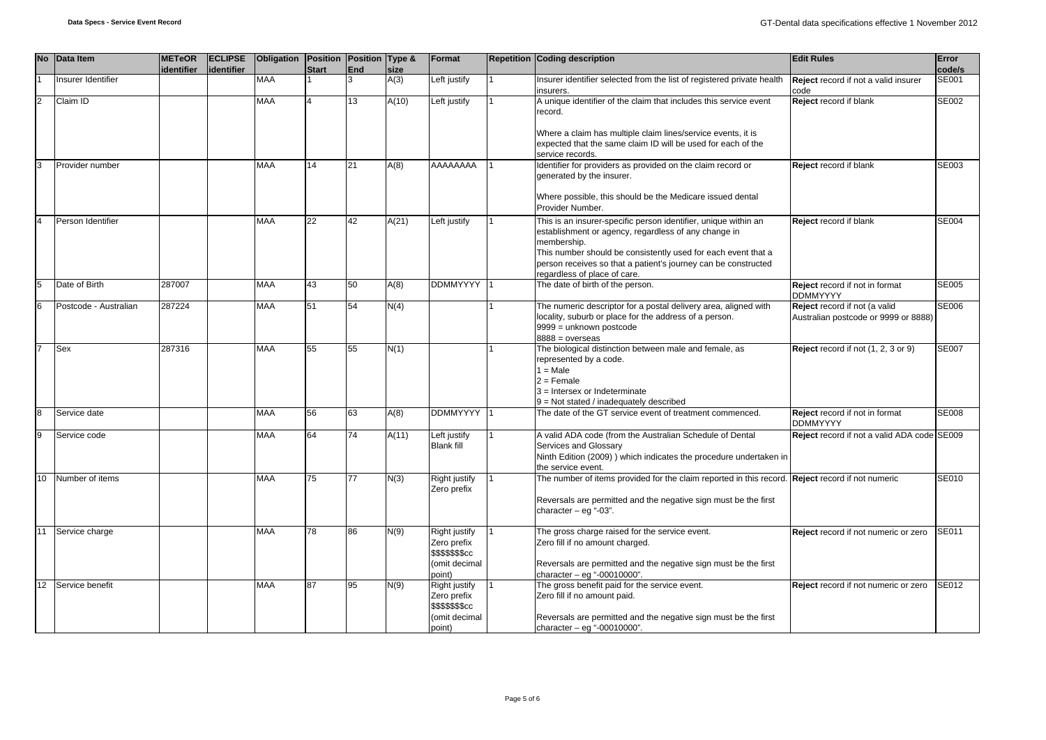| No | Data Item | METeOR identifier | ECLIPSE identifier | Obligation | Position Start | Position End | Type & size | Format | Repetition | Coding description | Edit Rules | Error code/s |
|---|---|---|---|---|---|---|---|---|---|---|---|---|
| 1 | Insurer Identifier | | | MAA | 1 | 3 | A(3) | Left justify | 1 | Insurer identifier selected from the list of registered private health insurers. | **Reject** record if not a valid insurer code | SE001 |
| 2 | Claim ID | | | MAA | 4 | 13 | A(10) | Left justify | 1 | A unique identifier of the claim that includes this service event record.<br><br>Where a claim has multiple claim lines/service events, it is expected that the same claim ID will be used for each of the service records. | **Reject** record if blank | SE002 |
| 3 | Provider number | | | MAA | 14 | 21 | A(8) | AAAAAAAA | 1 | Identifier for providers as provided on the claim record or generated by the insurer.<br><br>Where possible, this should be the Medicare issued dental Provider Number. | **Reject** record if blank | SE003 |
| 4 | Person Identifier | | | MAA | 22 | 42 | A(21) | Left justify | 1 | This is an insurer-specific person identifier, unique within an establishment or agency, regardless of any change in membership.<br>This number should be consistently used for each event that a person receives so that a patient's journey can be constructed regardless of place of care. | **Reject** record if blank | SE004 |
| 5 | Date of Birth | 287007 | | MAA | 43 | 50 | A(8) | DDMMYYYY | 1 | The date of birth of the person. | **Reject** record if not in format DDMMYYYY | SE005 |
| 6 | Postcode - Australian | 287224 | | MAA | 51 | 54 | N(4) | | 1 | The numeric descriptor for a postal delivery area, aligned with locality, suburb or place for the address of a person.<br>9999 = unknown postcode<br>8888 = overseas | **Reject** record if not (a valid Australian postcode or 9999 or 8888) | SE006 |
| 7 | Sex | 287316 | | MAA | 55 | 55 | N(1) | | 1 | The biological distinction between male and female, as represented by a code.<br>1 = Male<br>2 = Female<br>3 = Intersex or Indeterminate<br>9 = Not stated / inadequately described | **Reject** record if not (1, 2, 3 or 9) | SE007 |
| 8 | Service date | | | MAA | 56 | 63 | A(8) | DDMMYYYY | 1 | The date of the GT service event of treatment commenced. | **Reject** record if not in format DDMMYYYY | SE008 |
| 9 | Service code | | | MAA | 64 | 74 | A(11) | Left justify<br>Blank fill | 1 | A valid ADA code (from the Australian Schedule of Dental Services and Glossary<br>Ninth Edition (2009) ) which indicates the procedure undertaken in the service event. | **Reject** record if not a valid ADA code | SE009 |
| 10 | Number of items | | | MAA | 75 | 77 | N(3) | Right justify<br>Zero prefix | 1 | The number of items provided for the claim reported in this record.<br><br>Reversals are permitted and the negative sign must be the first character – eg "-03". | **Reject** record if not numeric | SE010 |
| 11 | Service charge | | | MAA | 78 | 86 | N(9) | Right justify<br>Zero prefix<br>$$$$$$$cc<br>(omit decimal point) | 1 | The gross charge raised for the service event.<br>Zero fill if no amount charged.<br><br>Reversals are permitted and the negative sign must be the first character – eg "-00010000". | **Reject** record if not numeric or zero | SE011 |
| 12 | Service benefit | | | MAA | 87 | 95 | N(9) | Right justify<br>Zero prefix<br>$$$$$$$cc<br>(omit decimal point) | 1 | The gross benefit paid for the service event.<br>Zero fill if no amount paid.<br><br>Reversals are permitted and the negative sign must be the first character – eg "-00010000". | **Reject** record if not numeric or zero | SE012 |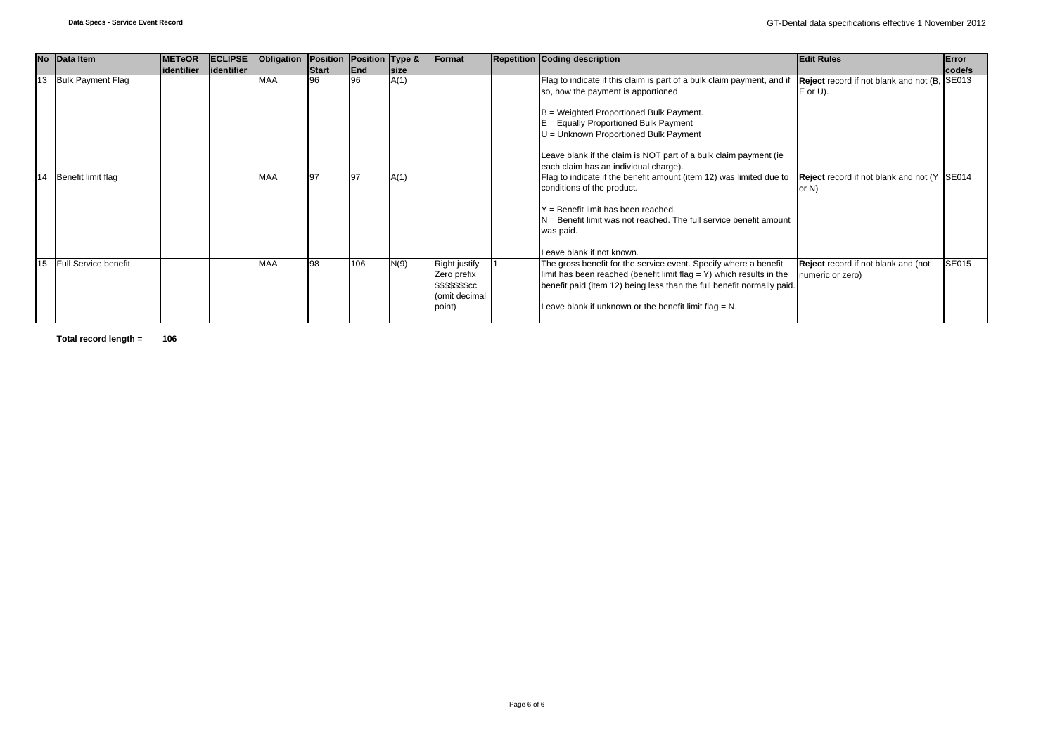| No | Data Item | METeOR identifier | ECLIPSE identifier | Obligation | Position Start | Position End | Type & size | Format | Repetition | Coding description | Edit Rules | Error code/s |
|---|---|---|---|---|---|---|---|---|---|---|---|---|
| 13 | Bulk Payment Flag | | | MAA | 96 | 96 | A(1) | | | Flag to indicate if this claim is part of a bulk claim payment, and if so, how the payment is apportioned<br><br>B = Weighted Proportioned Bulk Payment.<br>E = Equally Proportioned Bulk Payment<br>U = Unknown Proportioned Bulk Payment<br><br>Leave blank if the claim is NOT part of a bulk claim payment (ie each claim has an individual charge). | **Reject** record if not blank and not (B, E or U). | SE013 |
| 14 | Benefit limit flag | | | MAA | 97 | 97 | A(1) | | | Flag to indicate if the benefit amount (item 12) was limited due to conditions of the product.<br><br>Y = Benefit limit has been reached.<br>N = Benefit limit was not reached. The full service benefit amount was paid.<br><br>Leave blank if not known. | **Reject** record if not blank and not (Y or N) | SE014 |
| 15 | Full Service benefit | | | MAA | 98 | 106 | N(9) | Right justify Zero prefix $$$$$$$cc (omit decimal point) | 1 | The gross benefit for the service event. Specify where a benefit limit has been reached (benefit limit flag = Y) which results in the benefit paid (item 12) being less than the full benefit normally paid.<br><br>Leave blank if unknown or the benefit limit flag = N. | **Reject** record if not blank and (not numeric or zero) | SE015 |

**Total record length = 106**